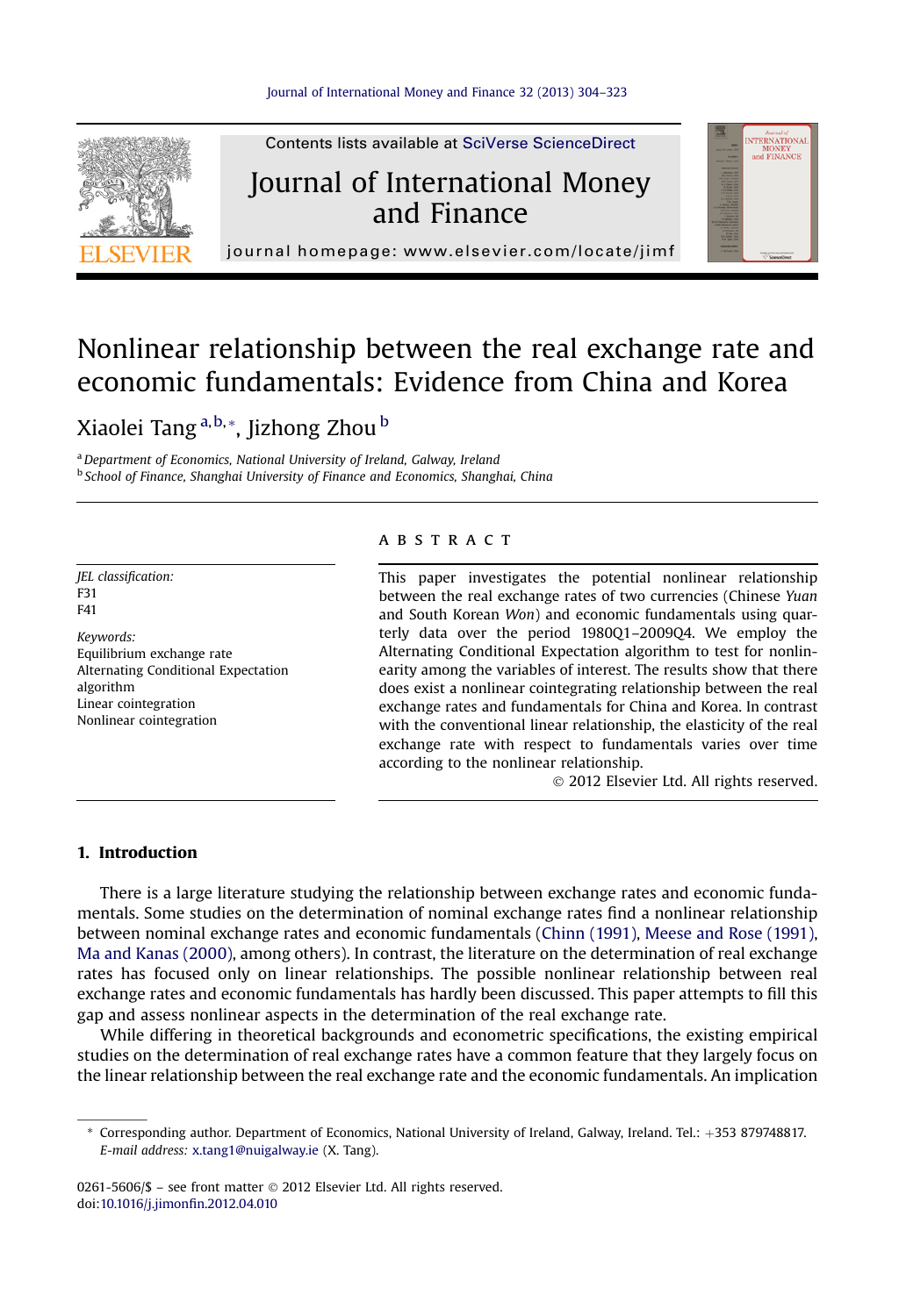# Nonlinear relationship between the real exchange rate and economic fundamentals: Evidence from China and Korea

Xiaolei Tang [a,b,*], Jizhong Zhou [b]

[a] Department of Economics, National University of Ireland, Galway, Ireland
[b] School of Finance, Shanghai University of Finance and Economics, Shanghai, China

*JEL classification:*
F31
F41

*Keywords:*
Equilibrium exchange rate
Alternating Conditional Expectation algorithm
Linear cointegration
Nonlinear cointegration

## ABSTRACT

This paper investigates the potential nonlinear relationship between the real exchange rates of two currencies (Chinese *Yuan* and South Korean *Won*) and economic fundamentals using quarterly data over the period 1980Q1–2009Q4. We employ the Alternating Conditional Expectation algorithm to test for nonlinearity among the variables of interest. The results show that there does exist a nonlinear cointegrating relationship between the real exchange rates and fundamentals for China and Korea. In contrast with the conventional linear relationship, the elasticity of the real exchange rate with respect to fundamentals varies over time according to the nonlinear relationship.

© 2012 Elsevier Ltd. All rights reserved.

## 1. Introduction

There is a large literature studying the relationship between exchange rates and economic fundamentals. Some studies on the determination of nominal exchange rates find a nonlinear relationship between nominal exchange rates and economic fundamentals (Chinn (1991), Meese and Rose (1991), Ma and Kanas (2000), among others). In contrast, the literature on the determination of real exchange rates has focused only on linear relationships. The possible nonlinear relationship between real exchange rates and economic fundamentals has hardly been discussed. This paper attempts to fill this gap and assess nonlinear aspects in the determination of the real exchange rate.

While differing in theoretical backgrounds and econometric specifications, the existing empirical studies on the determination of real exchange rates have a common feature that they largely focus on the linear relationship between the real exchange rate and the economic fundamentals. An implication

\* Corresponding author. Department of Economics, National University of Ireland, Galway, Ireland. Tel.: +353 879748817. *E-mail address:* x.tang1@nuigalway.ie (X. Tang).

0261-5606/$ – see front matter © 2012 Elsevier Ltd. All rights reserved.
doi:10.1016/j.jimonfin.2012.04.010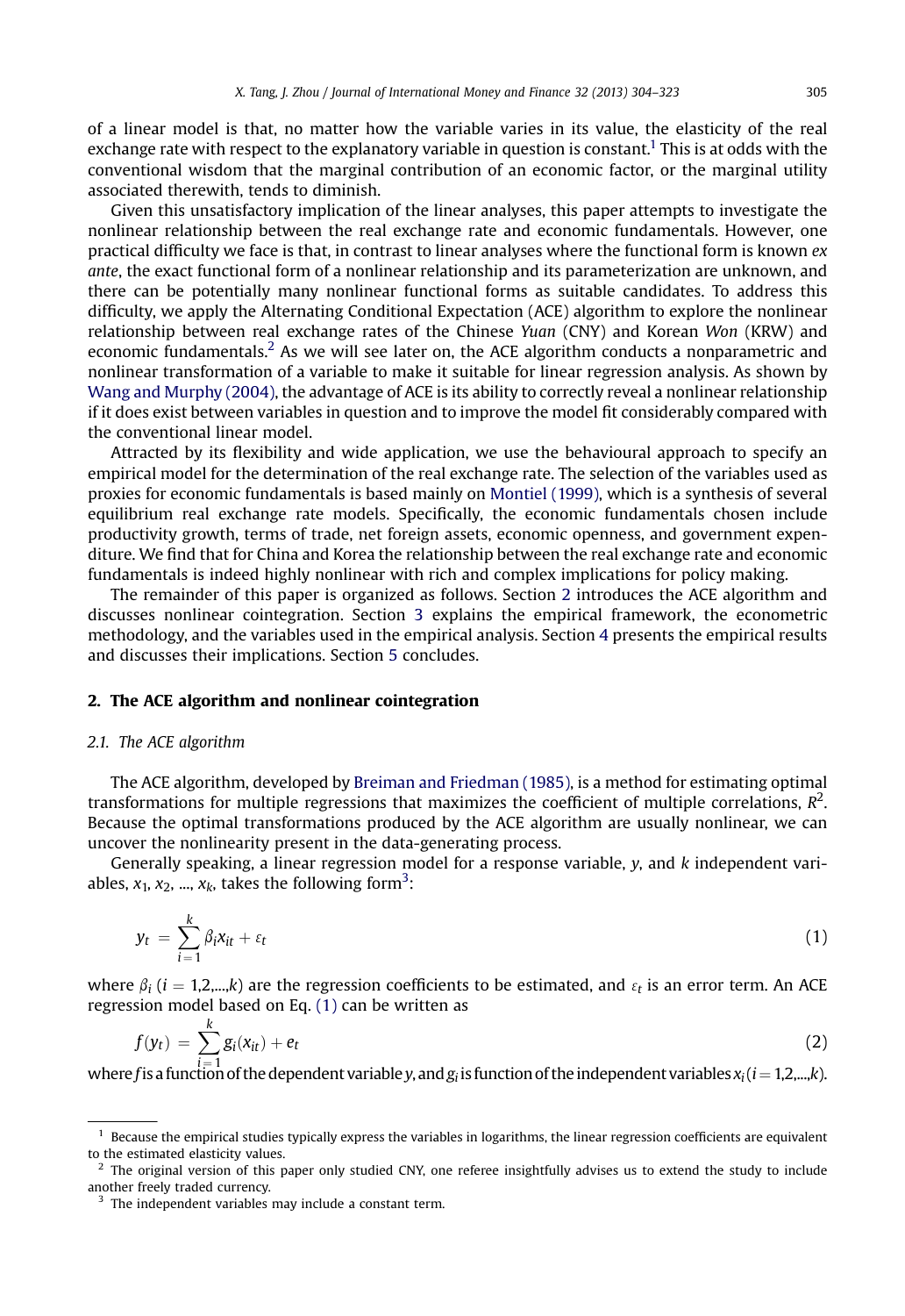of a linear model is that, no matter how the variable varies in its value, the elasticity of the real exchange rate with respect to the explanatory variable in question is constant.[1] This is at odds with the conventional wisdom that the marginal contribution of an economic factor, or the marginal utility associated therewith, tends to diminish.

Given this unsatisfactory implication of the linear analyses, this paper attempts to investigate the nonlinear relationship between the real exchange rate and economic fundamentals. However, one practical difficulty we face is that, in contrast to linear analyses where the functional form is known *ex ante*, the exact functional form of a nonlinear relationship and its parameterization are unknown, and there can be potentially many nonlinear functional forms as suitable candidates. To address this difficulty, we apply the Alternating Conditional Expectation (ACE) algorithm to explore the nonlinear relationship between real exchange rates of the Chinese *Yuan* (CNY) and Korean *Won* (KRW) and economic fundamentals.[2] As we will see later on, the ACE algorithm conducts a nonparametric and nonlinear transformation of a variable to make it suitable for linear regression analysis. As shown by Wang and Murphy (2004), the advantage of ACE is its ability to correctly reveal a nonlinear relationship if it does exist between variables in question and to improve the model fit considerably compared with the conventional linear model.

Attracted by its flexibility and wide application, we use the behavioural approach to specify an empirical model for the determination of the real exchange rate. The selection of the variables used as proxies for economic fundamentals is based mainly on Montiel (1999), which is a synthesis of several equilibrium real exchange rate models. Specifically, the economic fundamentals chosen include productivity growth, terms of trade, net foreign assets, economic openness, and government expenditure. We find that for China and Korea the relationship between the real exchange rate and economic fundamentals is indeed highly nonlinear with rich and complex implications for policy making.

The remainder of this paper is organized as follows. Section 2 introduces the ACE algorithm and discusses nonlinear cointegration. Section 3 explains the empirical framework, the econometric methodology, and the variables used in the empirical analysis. Section 4 presents the empirical results and discusses their implications. Section 5 concludes.

## 2. The ACE algorithm and nonlinear cointegration

### 2.1. The ACE algorithm

The ACE algorithm, developed by Breiman and Friedman (1985), is a method for estimating optimal transformations for multiple regressions that maximizes the coefficient of multiple correlations, $R^2$. Because the optimal transformations produced by the ACE algorithm are usually nonlinear, we can uncover the nonlinearity present in the data-generating process.

Generally speaking, a linear regression model for a response variable, $y$, and $k$ independent variables, $x_1, x_2, ..., x_k$, takes the following form[3]:

$$y_t = \sum_{i=1}^{k} \beta_i x_{it} + \varepsilon_t \tag{1}$$

where $\beta_i$ ($i = 1,2,...,k$) are the regression coefficients to be estimated, and $\varepsilon_t$ is an error term. An ACE regression model based on Eq. (1) can be written as

$$f(y_t) = \sum_{i=1}^{k} g_i(x_{it}) + e_t \tag{2}$$

where $f$ is a function of the dependent variable $y$, and $g_i$ is function of the independent variables $x_i$ ($i = 1,2,...,k$).

---

[1] Because the empirical studies typically express the variables in logarithms, the linear regression coefficients are equivalent to the estimated elasticity values.

[2] The original version of this paper only studied CNY, one referee insightfully advises us to extend the study to include another freely traded currency.

[3] The independent variables may include a constant term.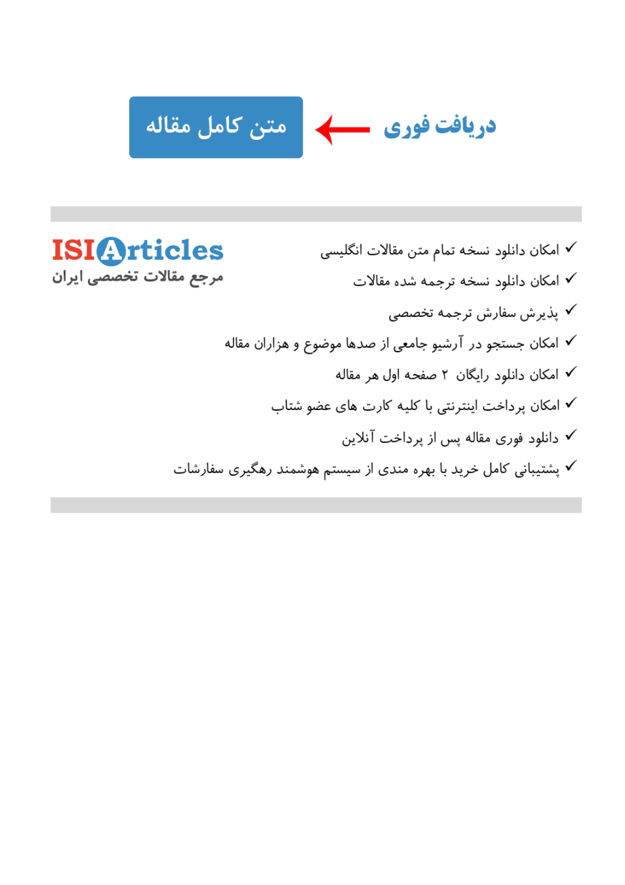دریافت فوری ← **متن کامل مقاله**

**ISIArticles**
مرجع مقالات تخصصی ایران

- ✓ امکان دانلود نسخه تمام متن مقالات انگلیسی
- ✓ امکان دانلود نسخه ترجمه شده مقالات
- ✓ پذیرش سفارش ترجمه تخصصی
- ✓ امکان جستجو در آرشیو جامعی از صدها موضوع و هزاران مقاله
- ✓ امکان دانلود رایگان ۲ صفحه اول هر مقاله
- ✓ امکان پرداخت اینترنتی با کلیه کارت های عضو شتاب
- ✓ دانلود فوری مقاله پس از پرداخت آنلاین
- ✓ پشتیبانی کامل خرید با بهره مندی از سیستم هوشمند رهگیری سفارشات